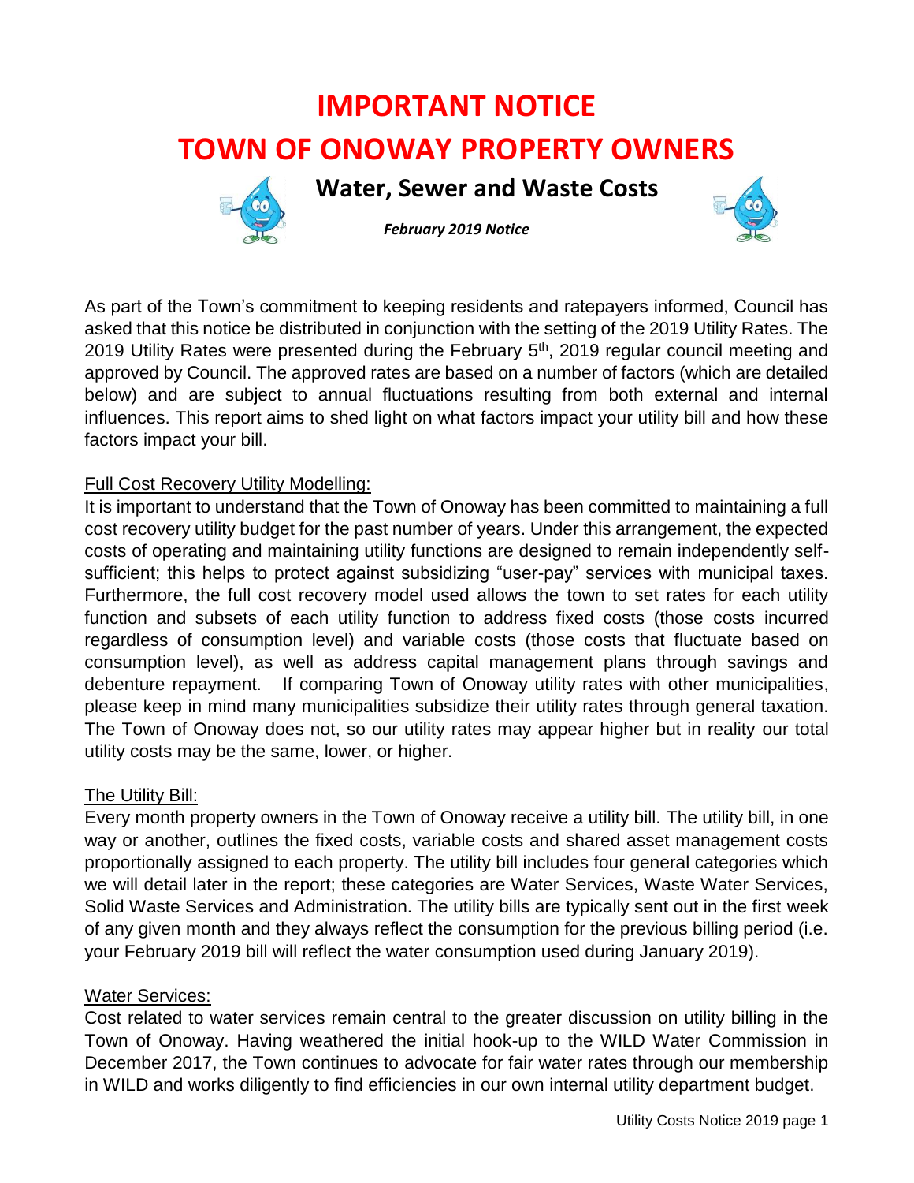# IMPORTANT NOTICE

# TOWN OF ONOWAY PROPERTY OWNERS

## Water, Sewer and Waste Costs

***February 2019 Notice***

As part of the Town's commitment to keeping residents and ratepayers informed, Council has asked that this notice be distributed in conjunction with the setting of the 2019 Utility Rates. The 2019 Utility Rates were presented during the February 5th, 2019 regular council meeting and approved by Council. The approved rates are based on a number of factors (which are detailed below) and are subject to annual fluctuations resulting from both external and internal influences. This report aims to shed light on what factors impact your utility bill and how these factors impact your bill.

### Full Cost Recovery Utility Modelling:

It is important to understand that the Town of Onoway has been committed to maintaining a full cost recovery utility budget for the past number of years. Under this arrangement, the expected costs of operating and maintaining utility functions are designed to remain independently self-sufficient; this helps to protect against subsidizing "user-pay" services with municipal taxes. Furthermore, the full cost recovery model used allows the town to set rates for each utility function and subsets of each utility function to address fixed costs (those costs incurred regardless of consumption level) and variable costs (those costs that fluctuate based on consumption level), as well as address capital management plans through savings and debenture repayment. If comparing Town of Onoway utility rates with other municipalities, please keep in mind many municipalities subsidize their utility rates through general taxation. The Town of Onoway does not, so our utility rates may appear higher but in reality our total utility costs may be the same, lower, or higher.

### The Utility Bill:

Every month property owners in the Town of Onoway receive a utility bill. The utility bill, in one way or another, outlines the fixed costs, variable costs and shared asset management costs proportionally assigned to each property. The utility bill includes four general categories which we will detail later in the report; these categories are Water Services, Waste Water Services, Solid Waste Services and Administration. The utility bills are typically sent out in the first week of any given month and they always reflect the consumption for the previous billing period (i.e. your February 2019 bill will reflect the water consumption used during January 2019).

### Water Services:

Cost related to water services remain central to the greater discussion on utility billing in the Town of Onoway. Having weathered the initial hook-up to the WILD Water Commission in December 2017, the Town continues to advocate for fair water rates through our membership in WILD and works diligently to find efficiencies in our own internal utility department budget.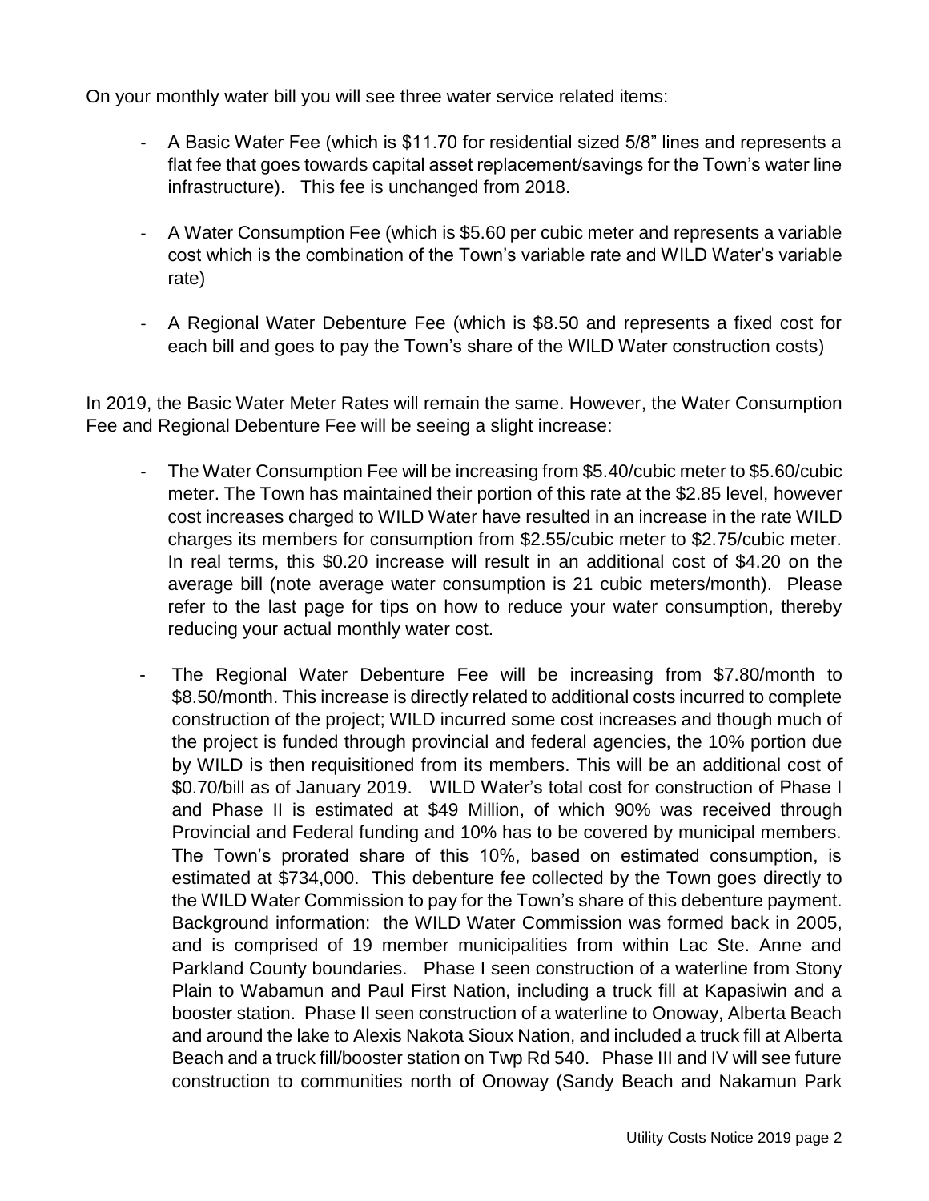On your monthly water bill you will see three water service related items:

- A Basic Water Fee (which is $11.70 for residential sized 5/8" lines and represents a flat fee that goes towards capital asset replacement/savings for the Town's water line infrastructure). This fee is unchanged from 2018.
- A Water Consumption Fee (which is $5.60 per cubic meter and represents a variable cost which is the combination of the Town's variable rate and WILD Water's variable rate)
- A Regional Water Debenture Fee (which is $8.50 and represents a fixed cost for each bill and goes to pay the Town's share of the WILD Water construction costs)

In 2019, the Basic Water Meter Rates will remain the same. However, the Water Consumption Fee and Regional Debenture Fee will be seeing a slight increase:

- The Water Consumption Fee will be increasing from $5.40/cubic meter to $5.60/cubic meter. The Town has maintained their portion of this rate at the $2.85 level, however cost increases charged to WILD Water have resulted in an increase in the rate WILD charges its members for consumption from $2.55/cubic meter to $2.75/cubic meter. In real terms, this $0.20 increase will result in an additional cost of $4.20 on the average bill (note average water consumption is 21 cubic meters/month). Please refer to the last page for tips on how to reduce your water consumption, thereby reducing your actual monthly water cost.
- The Regional Water Debenture Fee will be increasing from $7.80/month to $8.50/month. This increase is directly related to additional costs incurred to complete construction of the project; WILD incurred some cost increases and though much of the project is funded through provincial and federal agencies, the 10% portion due by WILD is then requisitioned from its members. This will be an additional cost of $0.70/bill as of January 2019. WILD Water's total cost for construction of Phase I and Phase II is estimated at $49 Million, of which 90% was received through Provincial and Federal funding and 10% has to be covered by municipal members. The Town's prorated share of this 10%, based on estimated consumption, is estimated at $734,000. This debenture fee collected by the Town goes directly to the WILD Water Commission to pay for the Town's share of this debenture payment. Background information: the WILD Water Commission was formed back in 2005, and is comprised of 19 member municipalities from within Lac Ste. Anne and Parkland County boundaries. Phase I seen construction of a waterline from Stony Plain to Wabamun and Paul First Nation, including a truck fill at Kapasiwin and a booster station. Phase II seen construction of a waterline to Onoway, Alberta Beach and around the lake to Alexis Nakota Sioux Nation, and included a truck fill at Alberta Beach and a truck fill/booster station on Twp Rd 540. Phase III and IV will see future construction to communities north of Onoway (Sandy Beach and Nakamun Park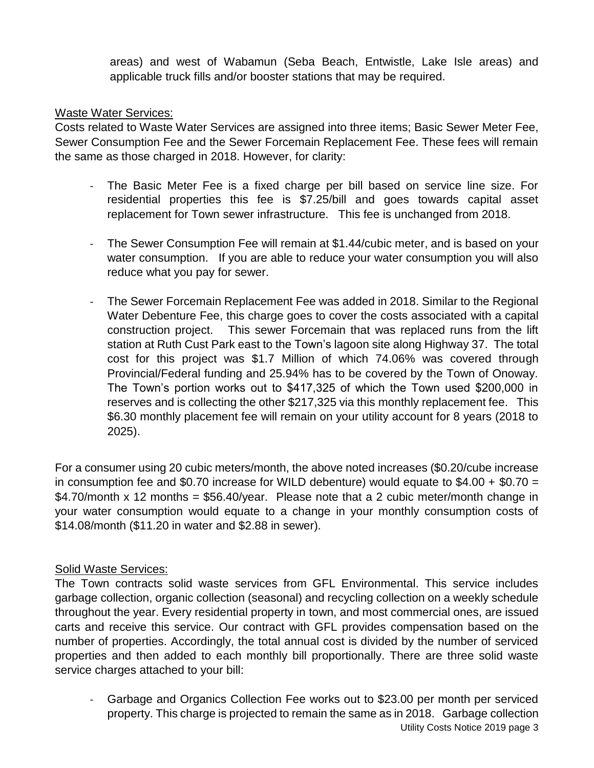areas) and west of Wabamun (Seba Beach, Entwistle, Lake Isle areas) and applicable truck fills and/or booster stations that may be required.

Waste Water Services:

Costs related to Waste Water Services are assigned into three items; Basic Sewer Meter Fee, Sewer Consumption Fee and the Sewer Forcemain Replacement Fee. These fees will remain the same as those charged in 2018. However, for clarity:

- The Basic Meter Fee is a fixed charge per bill based on service line size. For residential properties this fee is $7.25/bill and goes towards capital asset replacement for Town sewer infrastructure. This fee is unchanged from 2018.

- The Sewer Consumption Fee will remain at $1.44/cubic meter, and is based on your water consumption. If you are able to reduce your water consumption you will also reduce what you pay for sewer.

- The Sewer Forcemain Replacement Fee was added in 2018. Similar to the Regional Water Debenture Fee, this charge goes to cover the costs associated with a capital construction project. This sewer Forcemain that was replaced runs from the lift station at Ruth Cust Park east to the Town's lagoon site along Highway 37. The total cost for this project was $1.7 Million of which 74.06% was covered through Provincial/Federal funding and 25.94% has to be covered by the Town of Onoway. The Town's portion works out to $417,325 of which the Town used $200,000 in reserves and is collecting the other $217,325 via this monthly replacement fee. This $6.30 monthly placement fee will remain on your utility account for 8 years (2018 to 2025).

For a consumer using 20 cubic meters/month, the above noted increases ($0.20/cube increase in consumption fee and $0.70 increase for WILD debenture) would equate to $4.00 + $0.70 = $4.70/month x 12 months = $56.40/year. Please note that a 2 cubic meter/month change in your water consumption would equate to a change in your monthly consumption costs of $14.08/month ($11.20 in water and $2.88 in sewer).

Solid Waste Services:

The Town contracts solid waste services from GFL Environmental. This service includes garbage collection, organic collection (seasonal) and recycling collection on a weekly schedule throughout the year. Every residential property in town, and most commercial ones, are issued carts and receive this service. Our contract with GFL provides compensation based on the number of properties. Accordingly, the total annual cost is divided by the number of serviced properties and then added to each monthly bill proportionally. There are three solid waste service charges attached to your bill:

- Garbage and Organics Collection Fee works out to $23.00 per month per serviced property. This charge is projected to remain the same as in 2018. Garbage collection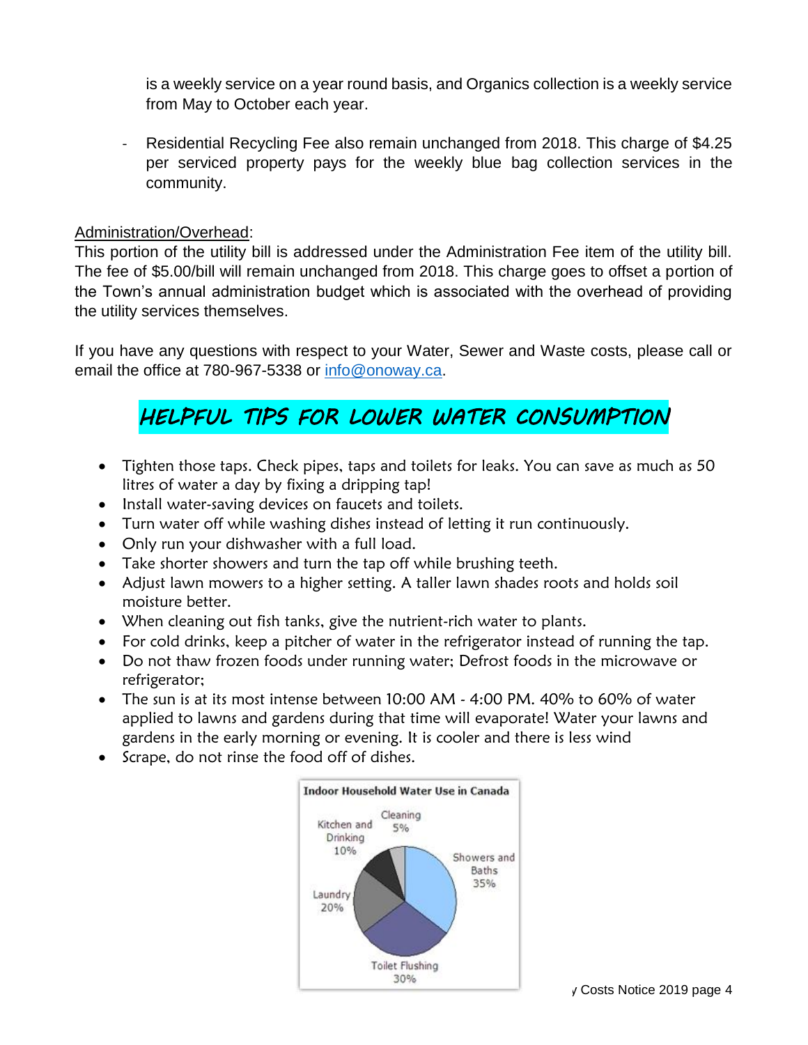is a weekly service on a year round basis, and Organics collection is a weekly service from May to October each year.

- Residential Recycling Fee also remain unchanged from 2018. This charge of $4.25 per serviced property pays for the weekly blue bag collection services in the community.

Administration/Overhead:
This portion of the utility bill is addressed under the Administration Fee item of the utility bill. The fee of $5.00/bill will remain unchanged from 2018. This charge goes to offset a portion of the Town's annual administration budget which is associated with the overhead of providing the utility services themselves.

If you have any questions with respect to your Water, Sewer and Waste costs, please call or email the office at 780-967-5338 or info@onoway.ca.

## HELPFUL TIPS FOR LOWER WATER CONSUMPTION

- Tighten those taps. Check pipes, taps and toilets for leaks. You can save as much as 50 litres of water a day by fixing a dripping tap!
- Install water-saving devices on faucets and toilets.
- Turn water off while washing dishes instead of letting it run continuously.
- Only run your dishwasher with a full load.
- Take shorter showers and turn the tap off while brushing teeth.
- Adjust lawn mowers to a higher setting. A taller lawn shades roots and holds soil moisture better.
- When cleaning out fish tanks, give the nutrient-rich water to plants.
- For cold drinks, keep a pitcher of water in the refrigerator instead of running the tap.
- Do not thaw frozen foods under running water; Defrost foods in the microwave or refrigerator;
- The sun is at its most intense between 10:00 AM - 4:00 PM. 40% to 60% of water applied to lawns and gardens during that time will evaporate! Water your lawns and gardens in the early morning or evening. It is cooler and there is less wind
- Scrape, do not rinse the food off of dishes.

Indoor Household Water Use in Canada

Cleaning 5%

Kitchen and Drinking 10%

Showers and Baths 35%

Laundry 20%

Toilet Flushing 30%